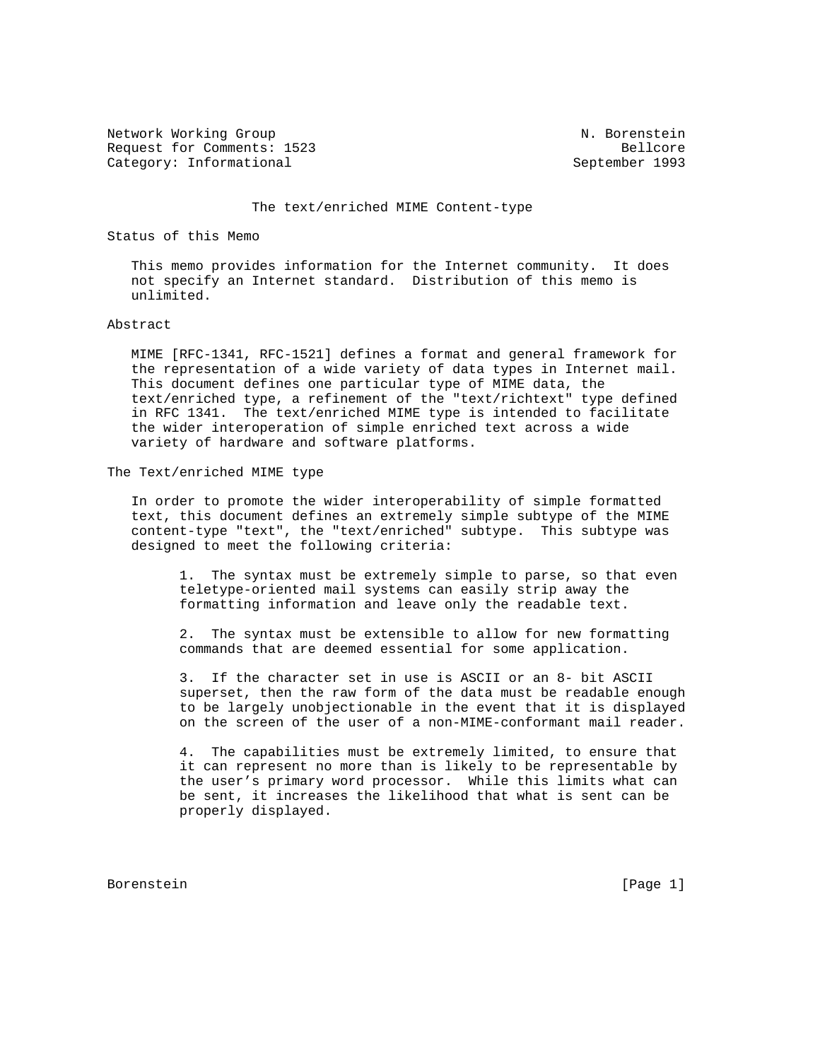Network Working Group N. Borenstein
Request for Comments: 1523 Bellcore
Category: Informational September 1993

# The text/enriched MIME Content-type

## Status of this Memo

This memo provides information for the Internet community. It does not specify an Internet standard. Distribution of this memo is unlimited.

## Abstract

MIME [RFC-1341, RFC-1521] defines a format and general framework for the representation of a wide variety of data types in Internet mail. This document defines one particular type of MIME data, the text/enriched type, a refinement of the "text/richtext" type defined in RFC 1341. The text/enriched MIME type is intended to facilitate the wider interoperation of simple enriched text across a wide variety of hardware and software platforms.

## The Text/enriched MIME type

In order to promote the wider interoperability of simple formatted text, this document defines an extremely simple subtype of the MIME content-type "text", the "text/enriched" subtype. This subtype was designed to meet the following criteria:

1. The syntax must be extremely simple to parse, so that even teletype-oriented mail systems can easily strip away the formatting information and leave only the readable text.

2. The syntax must be extensible to allow for new formatting commands that are deemed essential for some application.

3. If the character set in use is ASCII or an 8- bit ASCII superset, then the raw form of the data must be readable enough to be largely unobjectionable in the event that it is displayed on the screen of the user of a non-MIME-conformant mail reader.

4. The capabilities must be extremely limited, to ensure that it can represent no more than is likely to be representable by the user’s primary word processor. While this limits what can be sent, it increases the likelihood that what is sent can be properly displayed.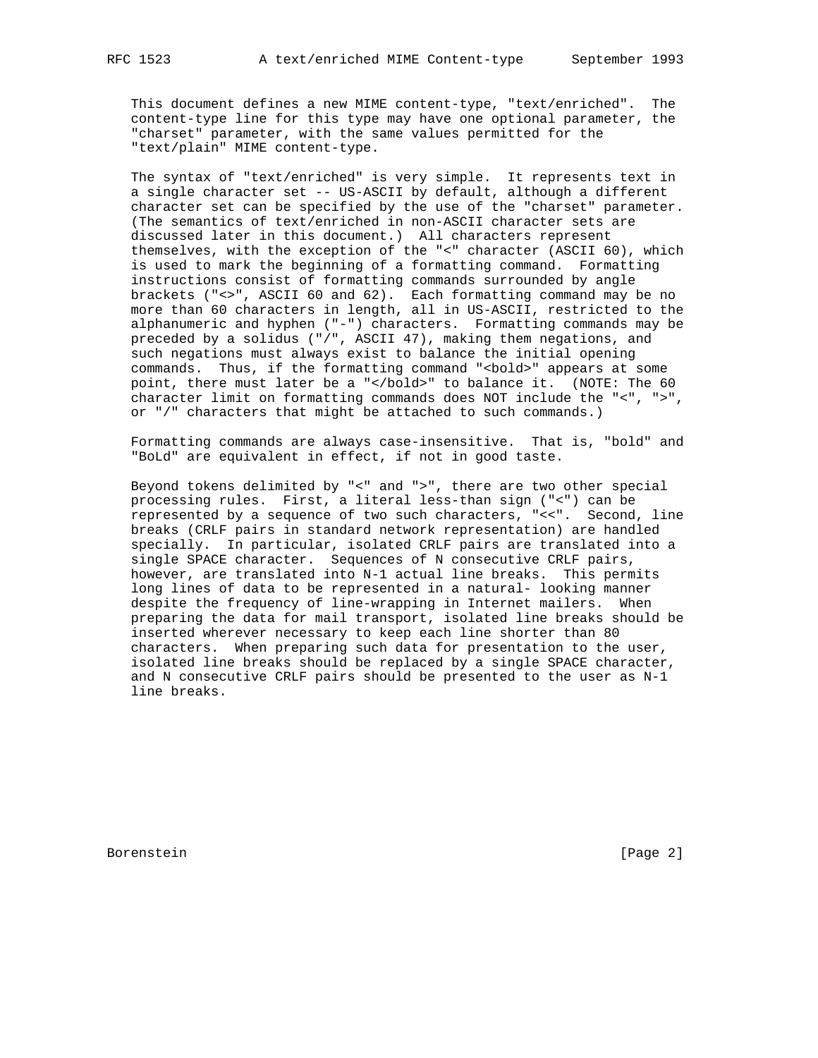This document defines a new MIME content-type, "text/enriched". The content-type line for this type may have one optional parameter, the "charset" parameter, with the same values permitted for the "text/plain" MIME content-type.

The syntax of "text/enriched" is very simple. It represents text in a single character set -- US-ASCII by default, although a different character set can be specified by the use of the "charset" parameter. (The semantics of text/enriched in non-ASCII character sets are discussed later in this document.) All characters represent themselves, with the exception of the "<" character (ASCII 60), which is used to mark the beginning of a formatting command. Formatting instructions consist of formatting commands surrounded by angle brackets ("<>", ASCII 60 and 62). Each formatting command may be no more than 60 characters in length, all in US-ASCII, restricted to the alphanumeric and hyphen ("-") characters. Formatting commands may be preceded by a solidus ("/", ASCII 47), making them negations, and such negations must always exist to balance the initial opening commands. Thus, if the formatting command "<bold>" appears at some point, there must later be a "</bold>" to balance it. (NOTE: The 60 character limit on formatting commands does NOT include the "<", ">", or "/" characters that might be attached to such commands.)

Formatting commands are always case-insensitive. That is, "bold" and "BoLd" are equivalent in effect, if not in good taste.

Beyond tokens delimited by "<" and ">", there are two other special processing rules. First, a literal less-than sign ("<") can be represented by a sequence of two such characters, "<<". Second, line breaks (CRLF pairs in standard network representation) are handled specially. In particular, isolated CRLF pairs are translated into a single SPACE character. Sequences of N consecutive CRLF pairs, however, are translated into N-1 actual line breaks. This permits long lines of data to be represented in a natural- looking manner despite the frequency of line-wrapping in Internet mailers. When preparing the data for mail transport, isolated line breaks should be inserted wherever necessary to keep each line shorter than 80 characters. When preparing such data for presentation to the user, isolated line breaks should be replaced by a single SPACE character, and N consecutive CRLF pairs should be presented to the user as N-1 line breaks.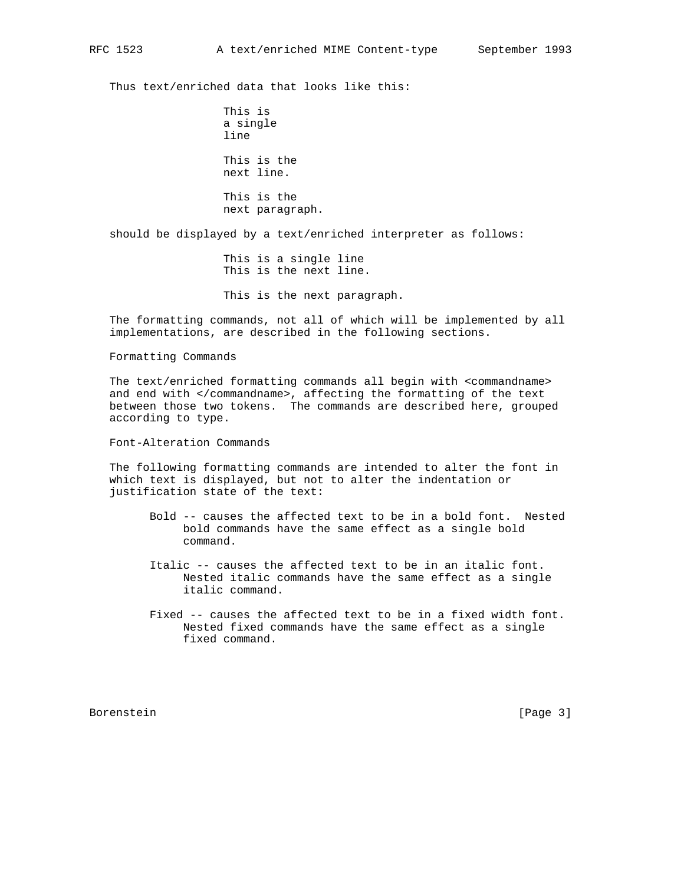Thus text/enriched data that looks like this:

```
This is
a single
line

This is the
next line.

This is the
next paragraph.
```

should be displayed by a text/enriched interpreter as follows:

```
This is a single line
This is the next line.

This is the next paragraph.
```

The formatting commands, not all of which will be implemented by all implementations, are described in the following sections.

## Formatting Commands

The text/enriched formatting commands all begin with <commandname> and end with </commandname>, affecting the formatting of the text between those two tokens. The commands are described here, grouped according to type.

### Font-Alteration Commands

The following formatting commands are intended to alter the font in which text is displayed, but not to alter the indentation or justification state of the text:

- Bold -- causes the affected text to be in a bold font. Nested bold commands have the same effect as a single bold command.

- Italic -- causes the affected text to be in an italic font. Nested italic commands have the same effect as a single italic command.

- Fixed -- causes the affected text to be in a fixed width font. Nested fixed commands have the same effect as a single fixed command.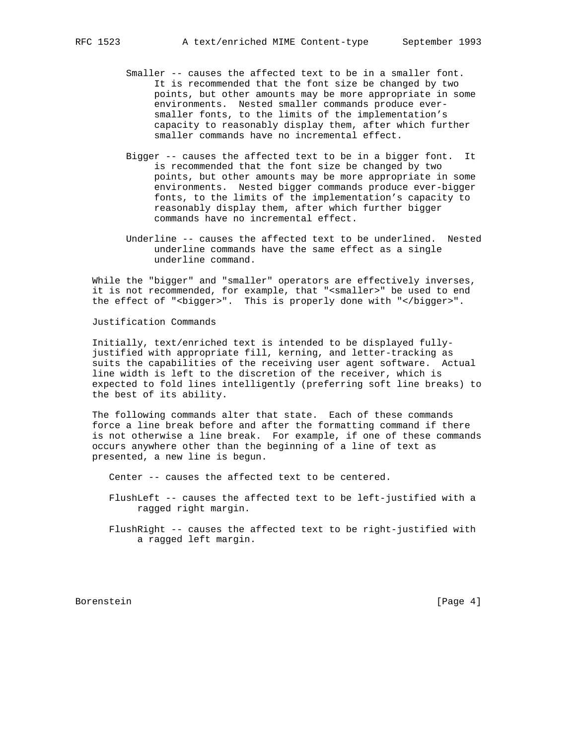Smaller -- causes the affected text to be in a smaller font. It is recommended that the font size be changed by two points, but other amounts may be more appropriate in some environments. Nested smaller commands produce ever-smaller fonts, to the limits of the implementation's capacity to reasonably display them, after which further smaller commands have no incremental effect.

Bigger -- causes the affected text to be in a bigger font. It is recommended that the font size be changed by two points, but other amounts may be more appropriate in some environments. Nested bigger commands produce ever-bigger fonts, to the limits of the implementation's capacity to reasonably display them, after which further bigger commands have no incremental effect.

Underline -- causes the affected text to be underlined. Nested underline commands have the same effect as a single underline command.

While the "bigger" and "smaller" operators are effectively inverses, it is not recommended, for example, that "<smaller>" be used to end the effect of "<bigger>". This is properly done with "</bigger>".

Justification Commands

Initially, text/enriched text is intended to be displayed fully-justified with appropriate fill, kerning, and letter-tracking as suits the capabilities of the receiving user agent software. Actual line width is left to the discretion of the receiver, which is expected to fold lines intelligently (preferring soft line breaks) to the best of its ability.

The following commands alter that state. Each of these commands force a line break before and after the formatting command if there is not otherwise a line break. For example, if one of these commands occurs anywhere other than the beginning of a line of text as presented, a new line is begun.

Center -- causes the affected text to be centered.

FlushLeft -- causes the affected text to be left-justified with a ragged right margin.

FlushRight -- causes the affected text to be right-justified with a ragged left margin.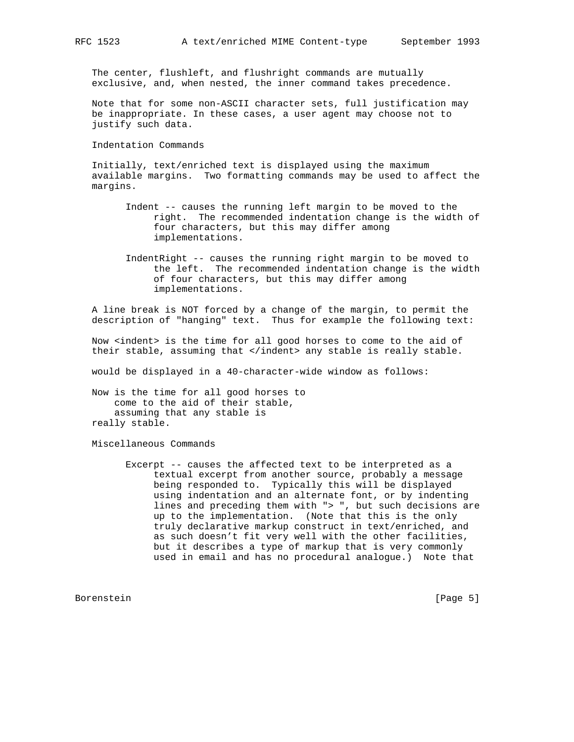The center, flushleft, and flushright commands are mutually exclusive, and, when nested, the inner command takes precedence.

Note that for some non-ASCII character sets, full justification may be inappropriate. In these cases, a user agent may choose not to justify such data.

### Indentation Commands

Initially, text/enriched text is displayed using the maximum available margins. Two formatting commands may be used to affect the margins.

- Indent -- causes the running left margin to be moved to the right. The recommended indentation change is the width of four characters, but this may differ among implementations.

- IndentRight -- causes the running right margin to be moved to the left. The recommended indentation change is the width of four characters, but this may differ among implementations.

A line break is NOT forced by a change of the margin, to permit the description of "hanging" text. Thus for example the following text:

```
Now <indent> is the time for all good horses to come to the aid of
their stable, assuming that </indent> any stable is really stable.
```

would be displayed in a 40-character-wide window as follows:

```
Now is the time for all good horses to
    come to the aid of their stable,
    assuming that any stable is
really stable.
```

### Miscellaneous Commands

- Excerpt -- causes the affected text to be interpreted as a textual excerpt from another source, probably a message being responded to. Typically this will be displayed using indentation and an alternate font, or by indenting lines and preceding them with "> ", but such decisions are up to the implementation. (Note that this is the only truly declarative markup construct in text/enriched, and as such doesn't fit very well with the other facilities, but it describes a type of markup that is very commonly used in email and has no procedural analogue.) Note that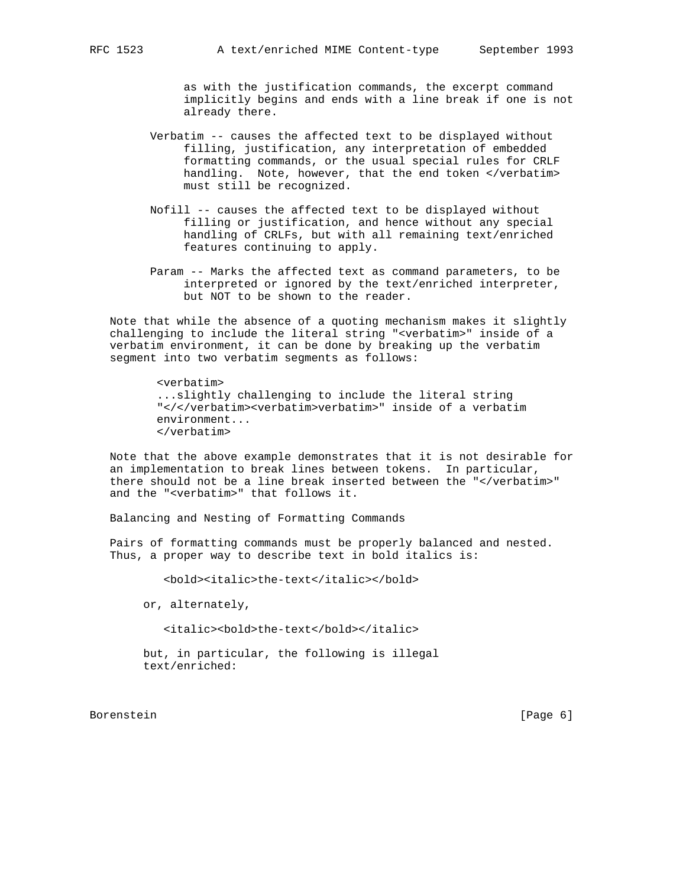as with the justification commands, the excerpt command implicitly begins and ends with a line break if one is not already there.

Verbatim -- causes the affected text to be displayed without filling, justification, any interpretation of embedded formatting commands, or the usual special rules for CRLF handling. Note, however, that the end token </verbatim> must still be recognized.

Nofill -- causes the affected text to be displayed without filling or justification, and hence without any special handling of CRLFs, but with all remaining text/enriched features continuing to apply.

Param -- Marks the affected text as command parameters, to be interpreted or ignored by the text/enriched interpreter, but NOT to be shown to the reader.

Note that while the absence of a quoting mechanism makes it slightly challenging to include the literal string "<verbatim>" inside of a verbatim environment, it can be done by breaking up the verbatim segment into two verbatim segments as follows:

```
<verbatim>
...slightly challenging to include the literal string
"</</verbatim><verbatim>verbatim>" inside of a verbatim
environment...
</verbatim>
```

Note that the above example demonstrates that it is not desirable for an implementation to break lines between tokens. In particular, there should not be a line break inserted between the "</verbatim>" and the "<verbatim>" that follows it.

## Balancing and Nesting of Formatting Commands

Pairs of formatting commands must be properly balanced and nested. Thus, a proper way to describe text in bold italics is:

```
<bold><italic>the-text</italic></bold>
```

or, alternately,

```
<italic><bold>the-text</bold></italic>
```

but, in particular, the following is illegal text/enriched: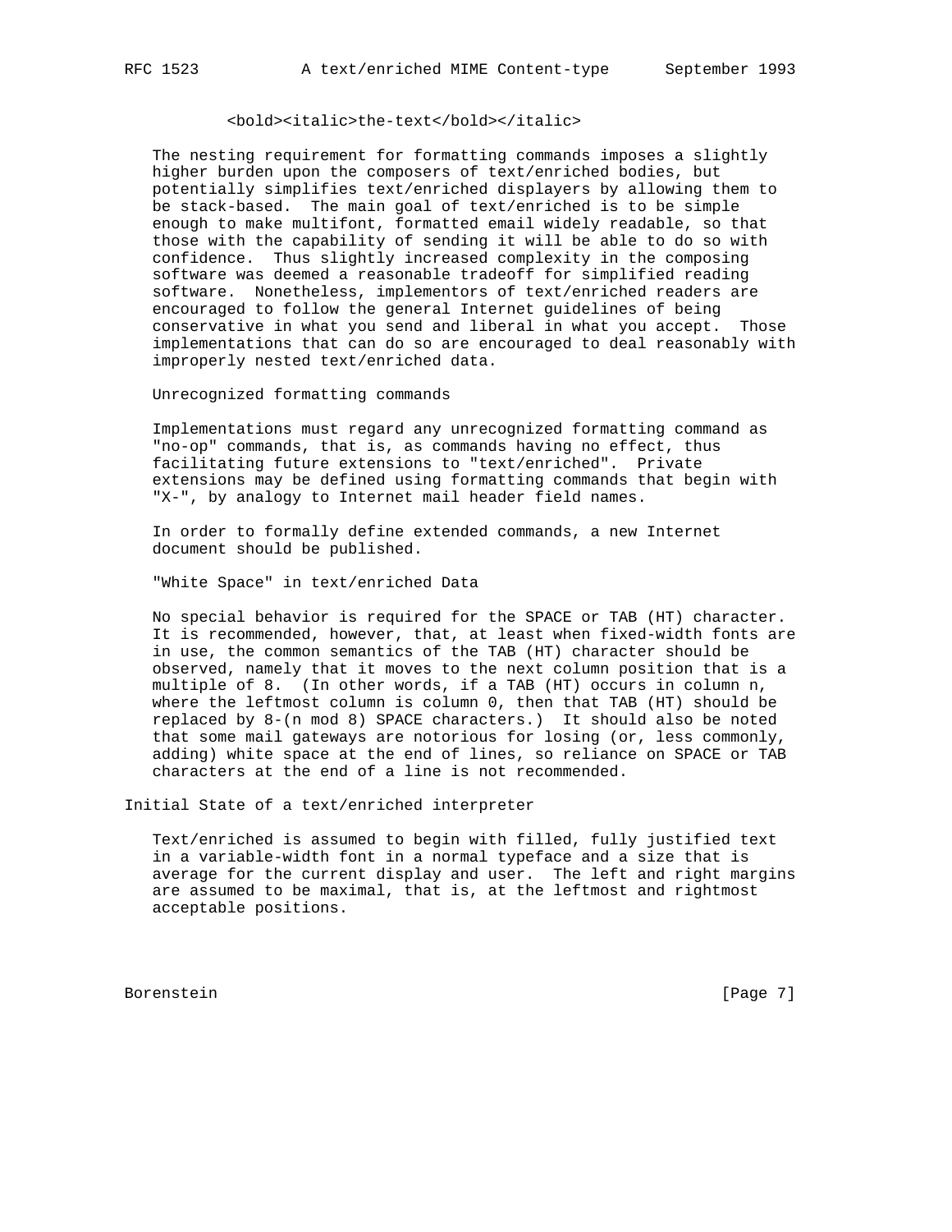```
<bold><italic>the-text</bold></italic>
```

The nesting requirement for formatting commands imposes a slightly higher burden upon the composers of text/enriched bodies, but potentially simplifies text/enriched displayers by allowing them to be stack-based. The main goal of text/enriched is to be simple enough to make multifont, formatted email widely readable, so that those with the capability of sending it will be able to do so with confidence. Thus slightly increased complexity in the composing software was deemed a reasonable tradeoff for simplified reading software. Nonetheless, implementors of text/enriched readers are encouraged to follow the general Internet guidelines of being conservative in what you send and liberal in what you accept. Those implementations that can do so are encouraged to deal reasonably with improperly nested text/enriched data.

### Unrecognized formatting commands

Implementations must regard any unrecognized formatting command as "no-op" commands, that is, as commands having no effect, thus facilitating future extensions to "text/enriched". Private extensions may be defined using formatting commands that begin with "X-", by analogy to Internet mail header field names.

In order to formally define extended commands, a new Internet document should be published.

### "White Space" in text/enriched Data

No special behavior is required for the SPACE or TAB (HT) character. It is recommended, however, that, at least when fixed-width fonts are in use, the common semantics of the TAB (HT) character should be observed, namely that it moves to the next column position that is a multiple of 8. (In other words, if a TAB (HT) occurs in column n, where the leftmost column is column 0, then that TAB (HT) should be replaced by 8-(n mod 8) SPACE characters.) It should also be noted that some mail gateways are notorious for losing (or, less commonly, adding) white space at the end of lines, so reliance on SPACE or TAB characters at the end of a line is not recommended.

## Initial State of a text/enriched interpreter

Text/enriched is assumed to begin with filled, fully justified text in a variable-width font in a normal typeface and a size that is average for the current display and user. The left and right margins are assumed to be maximal, that is, at the leftmost and rightmost acceptable positions.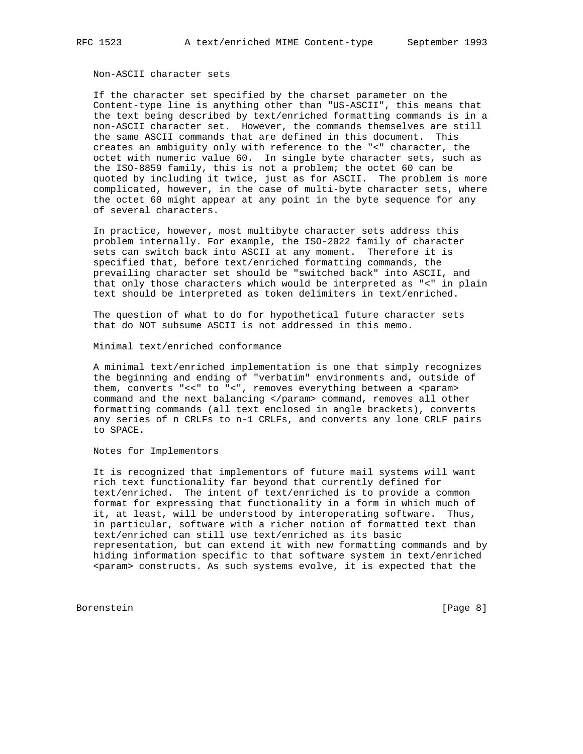## Non-ASCII character sets

If the character set specified by the charset parameter on the Content-type line is anything other than "US-ASCII", this means that the text being described by text/enriched formatting commands is in a non-ASCII character set. However, the commands themselves are still the same ASCII commands that are defined in this document. This creates an ambiguity only with reference to the "<" character, the octet with numeric value 60. In single byte character sets, such as the ISO-8859 family, this is not a problem; the octet 60 can be quoted by including it twice, just as for ASCII. The problem is more complicated, however, in the case of multi-byte character sets, where the octet 60 might appear at any point in the byte sequence for any of several characters.

In practice, however, most multibyte character sets address this problem internally. For example, the ISO-2022 family of character sets can switch back into ASCII at any moment. Therefore it is specified that, before text/enriched formatting commands, the prevailing character set should be "switched back" into ASCII, and that only those characters which would be interpreted as "<" in plain text should be interpreted as token delimiters in text/enriched.

The question of what to do for hypothetical future character sets that do NOT subsume ASCII is not addressed in this memo.

## Minimal text/enriched conformance

A minimal text/enriched implementation is one that simply recognizes the beginning and ending of "verbatim" environments and, outside of them, converts "<<" to "<", removes everything between a <param> command and the next balancing </param> command, removes all other formatting commands (all text enclosed in angle brackets), converts any series of n CRLFs to n-1 CRLFs, and converts any lone CRLF pairs to SPACE.

## Notes for Implementors

It is recognized that implementors of future mail systems will want rich text functionality far beyond that currently defined for text/enriched. The intent of text/enriched is to provide a common format for expressing that functionality in a form in which much of it, at least, will be understood by interoperating software. Thus, in particular, software with a richer notion of formatted text than text/enriched can still use text/enriched as its basic representation, but can extend it with new formatting commands and by hiding information specific to that software system in text/enriched <param> constructs. As such systems evolve, it is expected that the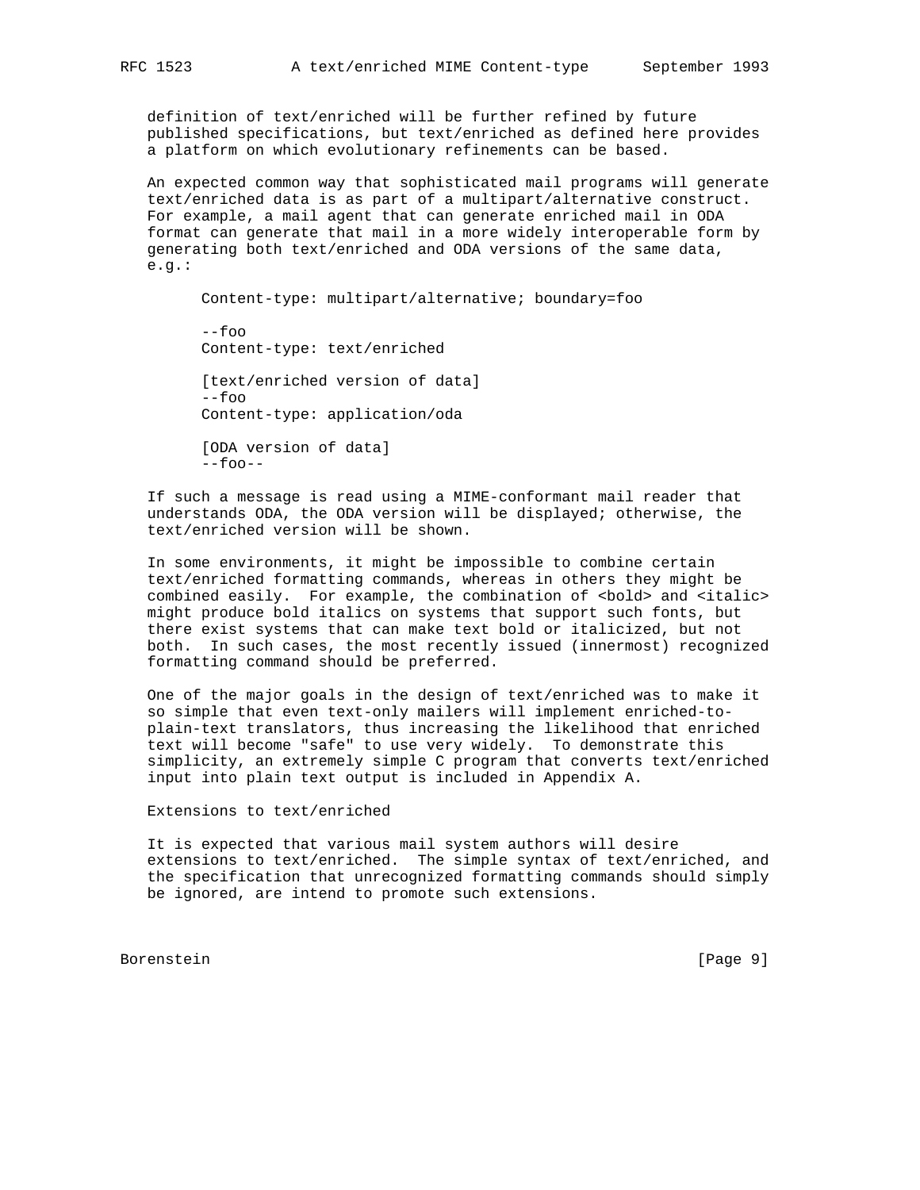definition of text/enriched will be further refined by future published specifications, but text/enriched as defined here provides a platform on which evolutionary refinements can be based.

An expected common way that sophisticated mail programs will generate text/enriched data is as part of a multipart/alternative construct. For example, a mail agent that can generate enriched mail in ODA format can generate that mail in a more widely interoperable form by generating both text/enriched and ODA versions of the same data, e.g.:

```
Content-type: multipart/alternative; boundary=foo

--foo
Content-type: text/enriched

[text/enriched version of data]
--foo
Content-type: application/oda

[ODA version of data]
--foo--
```

If such a message is read using a MIME-conformant mail reader that understands ODA, the ODA version will be displayed; otherwise, the text/enriched version will be shown.

In some environments, it might be impossible to combine certain text/enriched formatting commands, whereas in others they might be combined easily. For example, the combination of <bold> and <italic> might produce bold italics on systems that support such fonts, but there exist systems that can make text bold or italicized, but not both. In such cases, the most recently issued (innermost) recognized formatting command should be preferred.

One of the major goals in the design of text/enriched was to make it so simple that even text-only mailers will implement enriched-to-plain-text translators, thus increasing the likelihood that enriched text will become "safe" to use very widely. To demonstrate this simplicity, an extremely simple C program that converts text/enriched input into plain text output is included in Appendix A.

## Extensions to text/enriched

It is expected that various mail system authors will desire extensions to text/enriched. The simple syntax of text/enriched, and the specification that unrecognized formatting commands should simply be ignored, are intend to promote such extensions.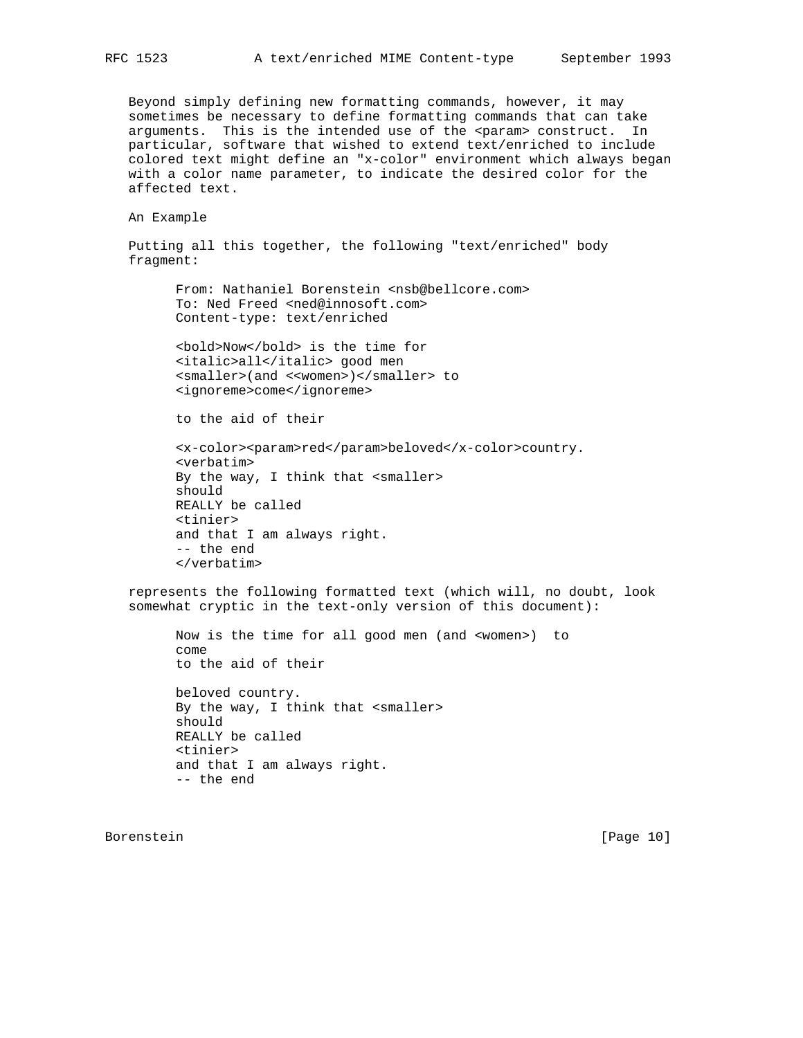Beyond simply defining new formatting commands, however, it may sometimes be necessary to define formatting commands that can take arguments. This is the intended use of the <param> construct. In particular, software that wished to extend text/enriched to include colored text might define an "x-color" environment which always began with a color name parameter, to indicate the desired color for the affected text.

## An Example

Putting all this together, the following "text/enriched" body fragment:

```
From: Nathaniel Borenstein <nsb@bellcore.com>
To: Ned Freed <ned@innosoft.com>
Content-type: text/enriched

<bold>Now</bold> is the time for
<italic>all</italic> good men
<smaller>(and <<women>)</smaller> to
<ignoreme>come</ignoreme>

to the aid of their

<x-color><param>red</param>beloved</x-color>country.
<verbatim>
By the way, I think that <smaller>
should
REALLY be called
<tinier>
and that I am always right.
-- the end
</verbatim>
```

represents the following formatted text (which will, no doubt, look somewhat cryptic in the text-only version of this document):

```
Now is the time for all good men (and <women>)  to
come
to the aid of their

beloved country.
By the way, I think that <smaller>
should
REALLY be called
<tinier>
and that I am always right.
-- the end
```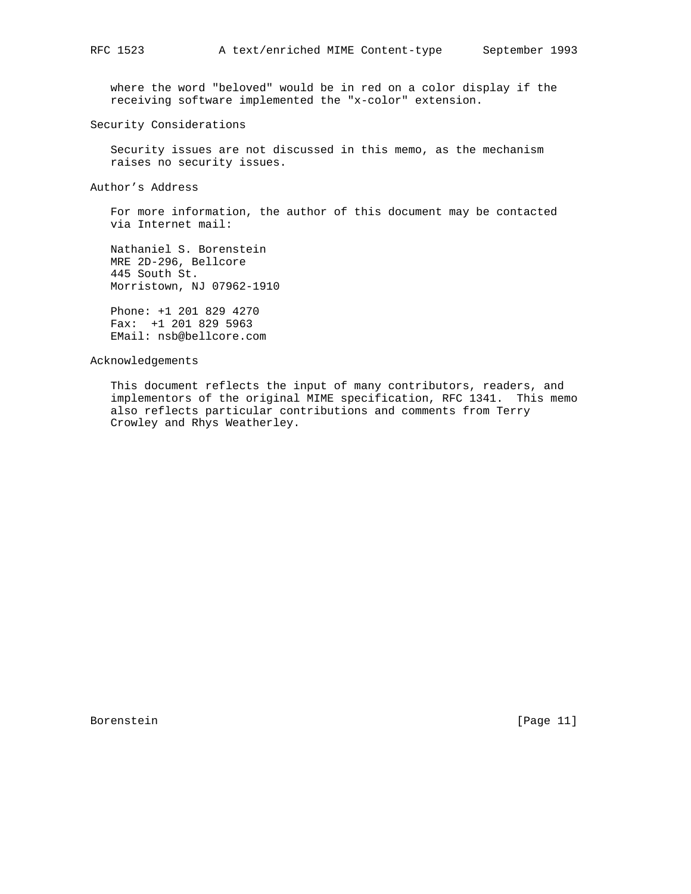where the word "beloved" would be in red on a color display if the receiving software implemented the "x-color" extension.

## Security Considerations

Security issues are not discussed in this memo, as the mechanism raises no security issues.

## Author's Address

For more information, the author of this document may be contacted via Internet mail:

Nathaniel S. Borenstein
MRE 2D-296, Bellcore
445 South St.
Morristown, NJ 07962-1910

Phone: +1 201 829 4270
Fax:  +1 201 829 5963
EMail: nsb@bellcore.com

## Acknowledgements

This document reflects the input of many contributors, readers, and implementors of the original MIME specification, RFC 1341.  This memo also reflects particular contributions and comments from Terry Crowley and Rhys Weatherley.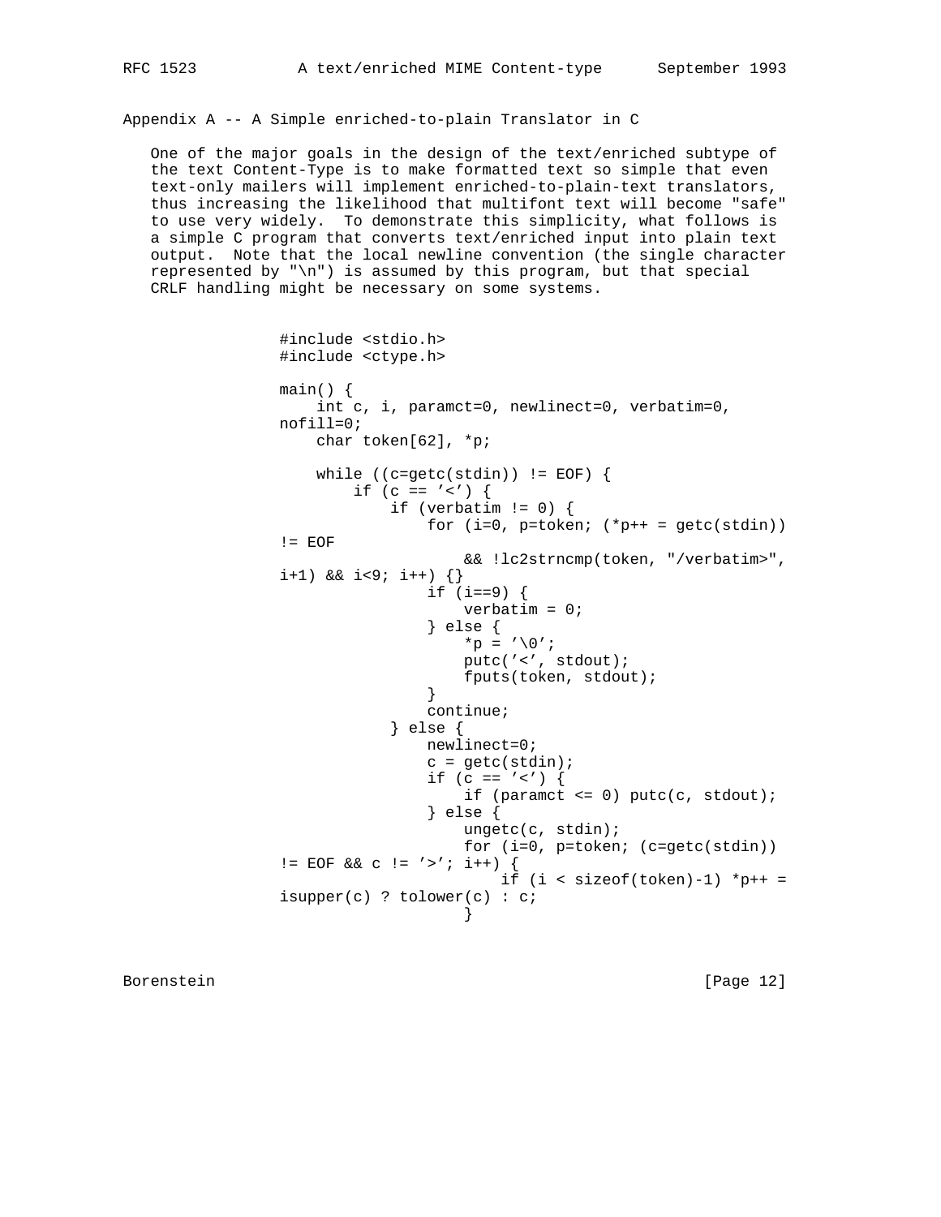Appendix A -- A Simple enriched-to-plain Translator in C

One of the major goals in the design of the text/enriched subtype of the text Content-Type is to make formatted text so simple that even text-only mailers will implement enriched-to-plain-text translators, thus increasing the likelihood that multifont text will become "safe" to use very widely. To demonstrate this simplicity, what follows is a simple C program that converts text/enriched input into plain text output. Note that the local newline convention (the single character represented by "\n") is assumed by this program, but that special CRLF handling might be necessary on some systems.

```
#include <stdio.h>
#include <ctype.h>

main() {
    int c, i, paramct=0, newlinect=0, verbatim=0,
nofill=0;
    char token[62], *p;

    while ((c=getc(stdin)) != EOF) {
        if (c == '<') {
            if (verbatim != 0) {
                for (i=0, p=token; (*p++ = getc(stdin))
!= EOF
                    && !lc2strncmp(token, "/verbatim>",
i+1) && i<9; i++) {}
                if (i==9) {
                    verbatim = 0;
                } else {
                    *p = '\0';
                    putc('<', stdout);
                    fputs(token, stdout);
                }
                continue;
            } else {
                newlinect=0;
                c = getc(stdin);
                if (c == '<') {
                    if (paramct <= 0) putc(c, stdout);
                } else {
                    ungetc(c, stdin);
                    for (i=0, p=token; (c=getc(stdin))
!= EOF && c != '>'; i++) {
                        if (i < sizeof(token)-1) *p++ =
isupper(c) ? tolower(c) : c;
                    }
```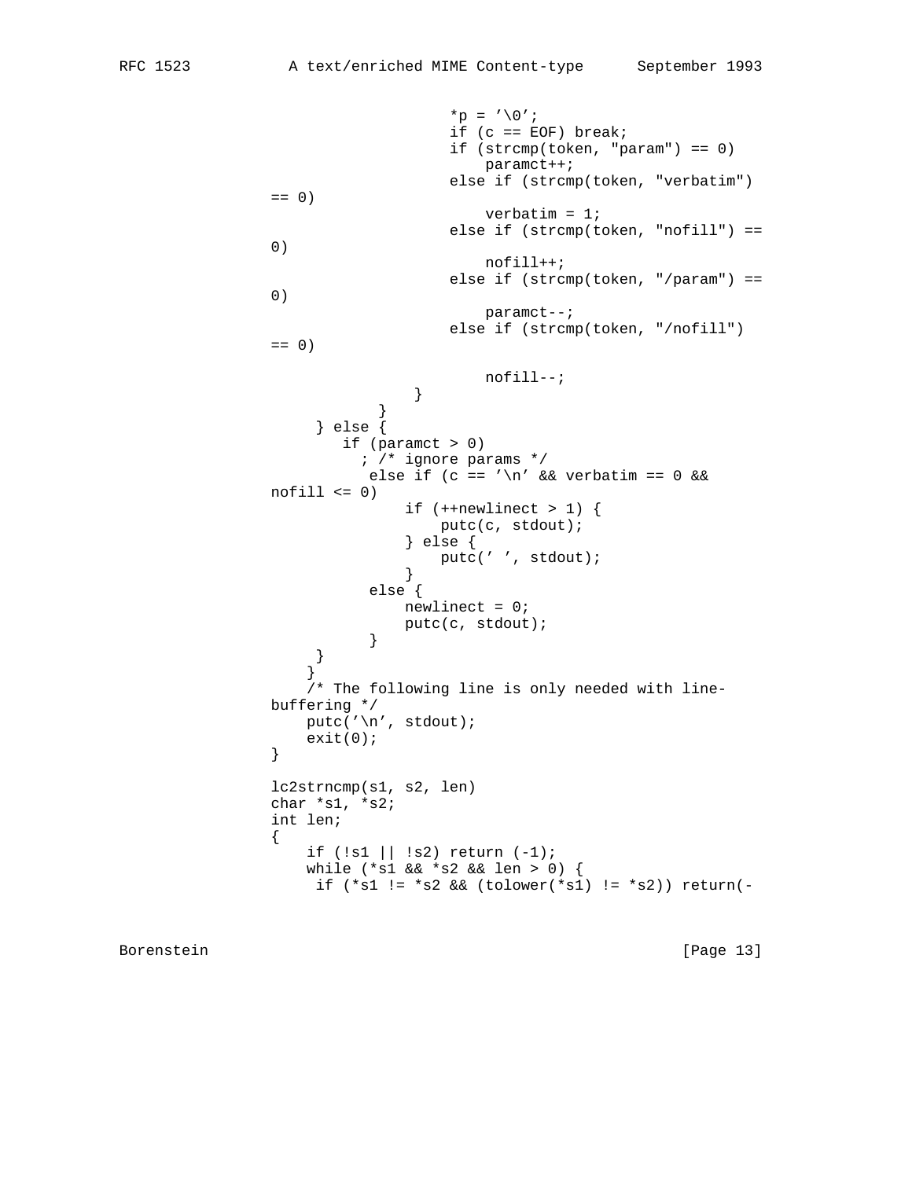```
                        *p = '\0';
                        if (c == EOF) break;
                        if (strcmp(token, "param") == 0)
                            paramct++;
                        else if (strcmp(token, "verbatim")
== 0)
                            verbatim = 1;
                        else if (strcmp(token, "nofill") ==
0)
                            nofill++;
                        else if (strcmp(token, "/param") ==
0)
                            paramct--;
                        else if (strcmp(token, "/nofill")
== 0)

                            nofill--;
                    }
                }
            } else {
                if (paramct > 0)
                  ; /* ignore params */
                 else if (c == '\n' && verbatim == 0 &&
nofill <= 0)
                    if (++newlinect > 1) {
                        putc(c, stdout);
                    } else {
                        putc(' ', stdout);
                    }
                 else {
                     newlinect = 0;
                     putc(c, stdout);
                 }
            }
        }
    /* The following line is only needed with line-
buffering */
    putc('\n', stdout);
    exit(0);
}

lc2strncmp(s1, s2, len)
char *s1, *s2;
int len;
{
    if (!s1 || !s2) return (-1);
    while (*s1 && *s2 && len > 0) {
     if (*s1 != *s2 && (tolower(*s1) != *s2)) return(-
```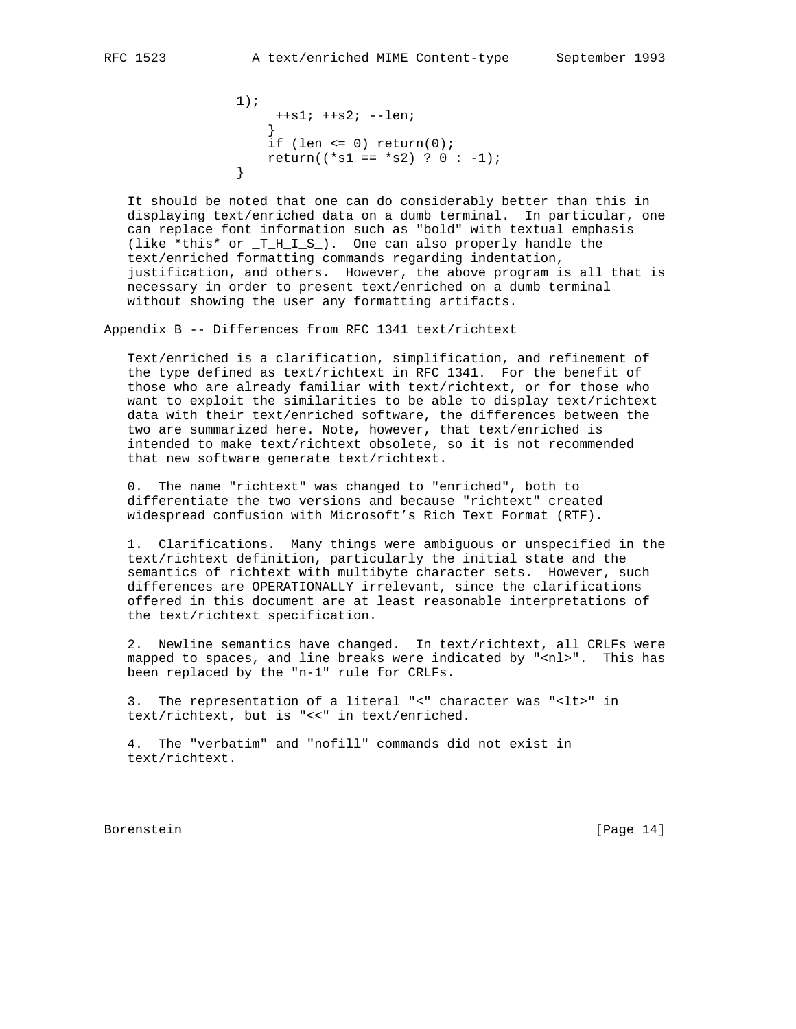```
            1);
                 ++s1; ++s2; --len;
                }
                if (len <= 0) return(0);
                return((*s1 == *s2) ? 0 : -1);
            }
```

It should be noted that one can do considerably better than this in displaying text/enriched data on a dumb terminal. In particular, one can replace font information such as "bold" with textual emphasis (like *this* or _T_H_I_S_). One can also properly handle the text/enriched formatting commands regarding indentation, justification, and others. However, the above program is all that is necessary in order to present text/enriched on a dumb terminal without showing the user any formatting artifacts.

## Appendix B -- Differences from RFC 1341 text/richtext

Text/enriched is a clarification, simplification, and refinement of the type defined as text/richtext in RFC 1341. For the benefit of those who are already familiar with text/richtext, or for those who want to exploit the similarities to be able to display text/richtext data with their text/enriched software, the differences between the two are summarized here. Note, however, that text/enriched is intended to make text/richtext obsolete, so it is not recommended that new software generate text/richtext.

0. The name "richtext" was changed to "enriched", both to differentiate the two versions and because "richtext" created widespread confusion with Microsoft's Rich Text Format (RTF).

1. Clarifications. Many things were ambiguous or unspecified in the text/richtext definition, particularly the initial state and the semantics of richtext with multibyte character sets. However, such differences are OPERATIONALLY irrelevant, since the clarifications offered in this document are at least reasonable interpretations of the text/richtext specification.

2. Newline semantics have changed. In text/richtext, all CRLFs were mapped to spaces, and line breaks were indicated by "<nl>". This has been replaced by the "n-1" rule for CRLFs.

3. The representation of a literal "<" character was "<lt>" in text/richtext, but is "<<" in text/enriched.

4. The "verbatim" and "nofill" commands did not exist in text/richtext.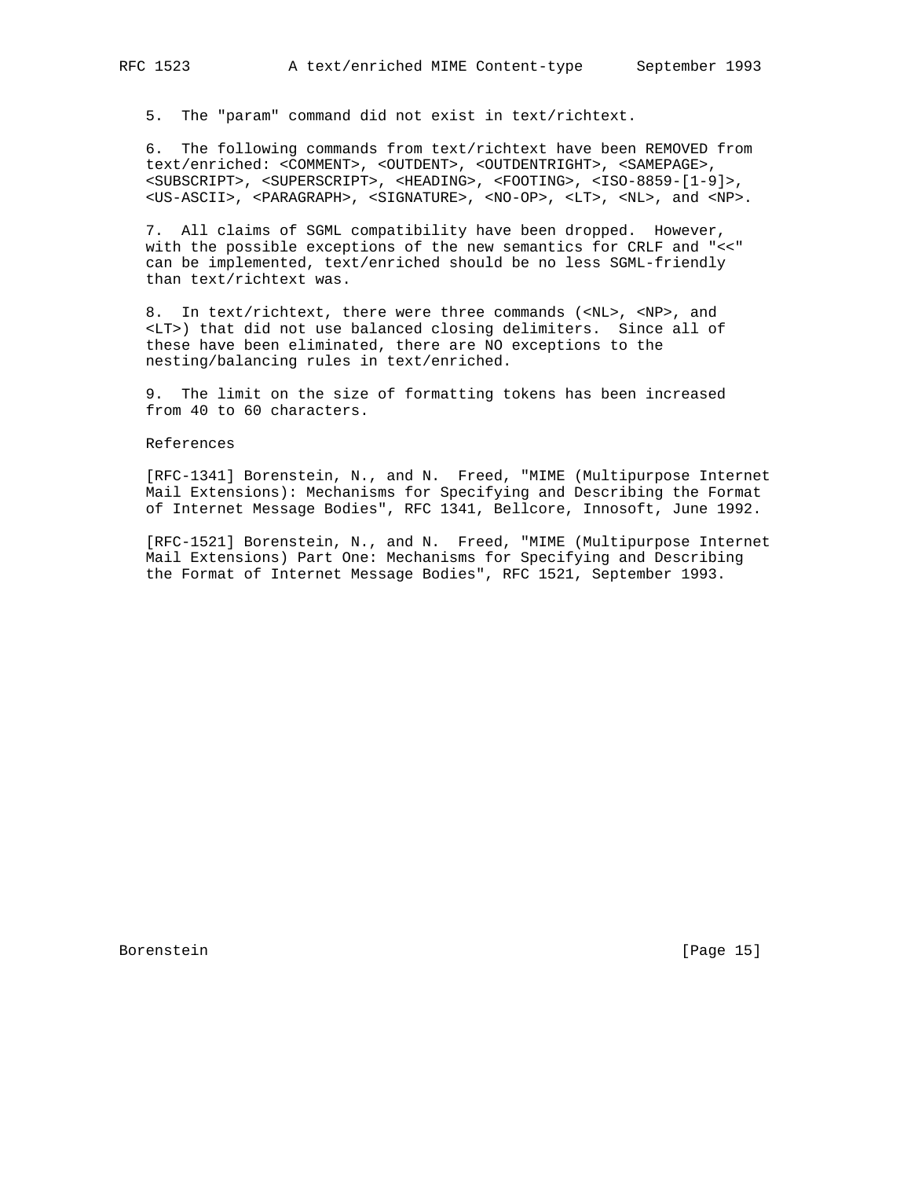5. The "param" command did not exist in text/richtext.

6. The following commands from text/richtext have been REMOVED from text/enriched: <COMMENT>, <OUTDENT>, <OUTDENTRIGHT>, <SAMEPAGE>, <SUBSCRIPT>, <SUPERSCRIPT>, <HEADING>, <FOOTING>, <ISO-8859-[1-9]>, <US-ASCII>, <PARAGRAPH>, <SIGNATURE>, <NO-OP>, <LT>, <NL>, and <NP>.

7. All claims of SGML compatibility have been dropped. However, with the possible exceptions of the new semantics for CRLF and "<<" can be implemented, text/enriched should be no less SGML-friendly than text/richtext was.

8. In text/richtext, there were three commands (<NL>, <NP>, and <LT>) that did not use balanced closing delimiters. Since all of these have been eliminated, there are NO exceptions to the nesting/balancing rules in text/enriched.

9. The limit on the size of formatting tokens has been increased from 40 to 60 characters.

References

[RFC-1341] Borenstein, N., and N. Freed, "MIME (Multipurpose Internet Mail Extensions): Mechanisms for Specifying and Describing the Format of Internet Message Bodies", RFC 1341, Bellcore, Innosoft, June 1992.

[RFC-1521] Borenstein, N., and N. Freed, "MIME (Multipurpose Internet Mail Extensions) Part One: Mechanisms for Specifying and Describing the Format of Internet Message Bodies", RFC 1521, September 1993.